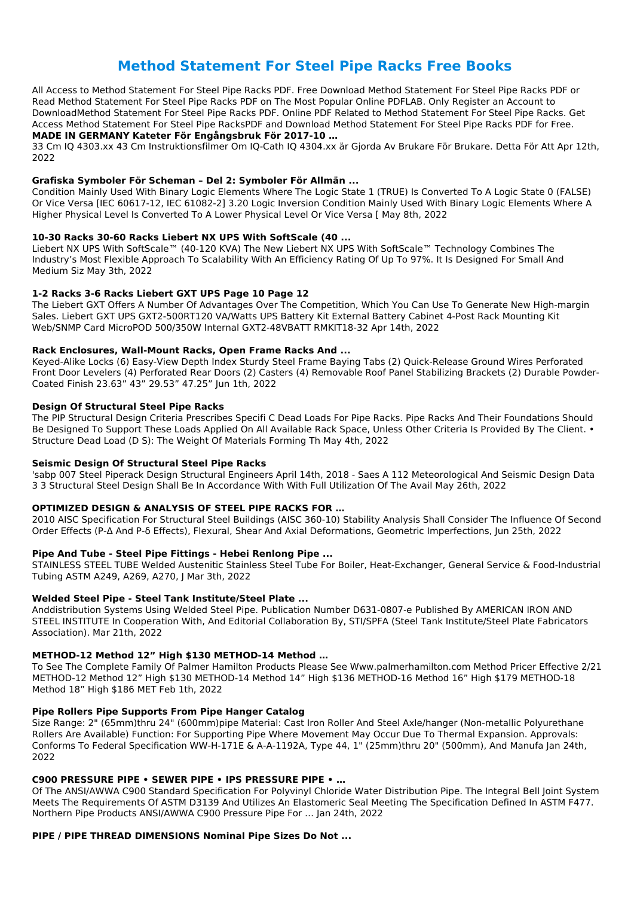# Method Statement For Steel Pipe Racks Free Books

All Access to Method Statement For Steel Pipe Racks PDF. Free Download Method Statement For Steel Pipe Racks PDF or Read Method Statement For Steel Pipe Racks PDF on The Most Popular Online PDFLAB. Only Register an Account to DownloadMethod Statement For Steel Pipe Racks PDF. Online PDF Related to Method Statement For Steel Pipe Racks. Get Access Method Statement For Steel Pipe RacksPDF and Download Method Statement For Steel Pipe Racks PDF for Free.

**MADE IN GERMANY Kateter För Engångsbruk För 2017-10 …**

33 Cm IQ 4303.xx 43 Cm Instruktionsfilmer Om IQ-Cath IQ 4304.xx är Gjorda Av Brukare För Brukare. Detta För Att Apr 12th, 2022

**Grafiska Symboler För Scheman – Del 2: Symboler För Allmän ...**

Condition Mainly Used With Binary Logic Elements Where The Logic State 1 (TRUE) Is Converted To A Logic State 0 (FALSE) Or Vice Versa [IEC 60617-12, IEC 61082-2] 3.20 Logic Inversion Condition Mainly Used With Binary Logic Elements Where A Higher Physical Level Is Converted To A Lower Physical Level Or Vice Versa [ May 8th, 2022

**10-30 Racks 30-60 Racks Liebert NX UPS With SoftScale (40 ...**

Liebert NX UPS With SoftScale™ (40-120 KVA) The New Liebert NX UPS With SoftScale™ Technology Combines The Industry's Most Flexible Approach To Scalability With An Efficiency Rating Of Up To 97%. It Is Designed For Small And Medium Siz May 3th, 2022

**1-2 Racks 3-6 Racks Liebert GXT UPS Page 10 Page 12**

The Liebert GXT Offers A Number Of Advantages Over The Competition, Which You Can Use To Generate New High-margin Sales. Liebert GXT UPS GXT2-500RT120 VA/Watts UPS Battery Kit External Battery Cabinet 4-Post Rack Mounting Kit Web/SNMP Card MicroPOD 500/350W Internal GXT2-48VBATT RMKIT18-32 Apr 14th, 2022

**Rack Enclosures, Wall-Mount Racks, Open Frame Racks And ...**

Keyed-Alike Locks (6) Easy-View Depth Index Sturdy Steel Frame Baying Tabs (2) Quick-Release Ground Wires Perforated Front Door Levelers (4) Perforated Rear Doors (2) Casters (4) Removable Roof Panel Stabilizing Brackets (2) Durable Powder-Coated Finish 23.63" 43" 29.53" 47.25" Jun 1th, 2022

**Design Of Structural Steel Pipe Racks**

The PIP Structural Design Criteria Prescribes Specifi C Dead Loads For Pipe Racks. Pipe Racks And Their Foundations Should Be Designed To Support These Loads Applied On All Available Rack Space, Unless Other Criteria Is Provided By The Client. • Structure Dead Load (D S): The Weight Of Materials Forming Th May 4th, 2022

**Seismic Design Of Structural Steel Pipe Racks**

'sabp 007 Steel Piperack Design Structural Engineers April 14th, 2018 - Saes A 112 Meteorological And Seismic Design Data 3 3 Structural Steel Design Shall Be In Accordance With With Full Utilization Of The Avail May 26th, 2022

**OPTIMIZED DESIGN & ANALYSIS OF STEEL PIPE RACKS FOR …**

2010 AISC Specification For Structural Steel Buildings (AISC 360-10) Stability Analysis Shall Consider The Influence Of Second Order Effects (P-Δ And P-δ Effects), Flexural, Shear And Axial Deformations, Geometric Imperfections, Jun 25th, 2022

**Pipe And Tube - Steel Pipe Fittings - Hebei Renlong Pipe ...**

STAINLESS STEEL TUBE Welded Austenitic Stainless Steel Tube For Boiler, Heat-Exchanger, General Service & Food-Industrial Tubing ASTM A249, A269, A270, J Mar 3th, 2022

**Welded Steel Pipe - Steel Tank Institute/Steel Plate ...**

Anddistribution Systems Using Welded Steel Pipe. Publication Number D631-0807-e Published By AMERICAN IRON AND STEEL INSTITUTE In Cooperation With, And Editorial Collaboration By, STI/SPFA (Steel Tank Institute/Steel Plate Fabricators Association). Mar 21th, 2022

**METHOD-12 Method 12" High $130 METHOD-14 Method …**

To See The Complete Family Of Palmer Hamilton Products Please See Www.palmerhamilton.com Method Pricer Effective 2/21 METHOD-12 Method 12" High $130 METHOD-14 Method 14" High $136 METHOD-16 Method 16" High $179 METHOD-18 Method 18" High $186 MET Feb 1th, 2022

**Pipe Rollers Pipe Supports From Pipe Hanger Catalog**

Size Range: 2" (65mm)thru 24" (600mm)pipe Material: Cast Iron Roller And Steel Axle/hanger (Non-metallic Polyurethane Rollers Are Available) Function: For Supporting Pipe Where Movement May Occur Due To Thermal Expansion. Approvals: Conforms To Federal Specification WW-H-171E & A-A-1192A, Type 44, 1" (25mm)thru 20" (500mm), And Manufa Jan 24th, 2022

**C900 PRESSURE PIPE • SEWER PIPE • IPS PRESSURE PIPE • …**

Of The ANSI/AWWA C900 Standard Specification For Polyvinyl Chloride Water Distribution Pipe. The Integral Bell Joint System Meets The Requirements Of ASTM D3139 And Utilizes An Elastomeric Seal Meeting The Specification Defined In ASTM F477. Northern Pipe Products ANSI/AWWA C900 Pressure Pipe For … Jan 24th, 2022

**PIPE / PIPE THREAD DIMENSIONS Nominal Pipe Sizes Do Not ...**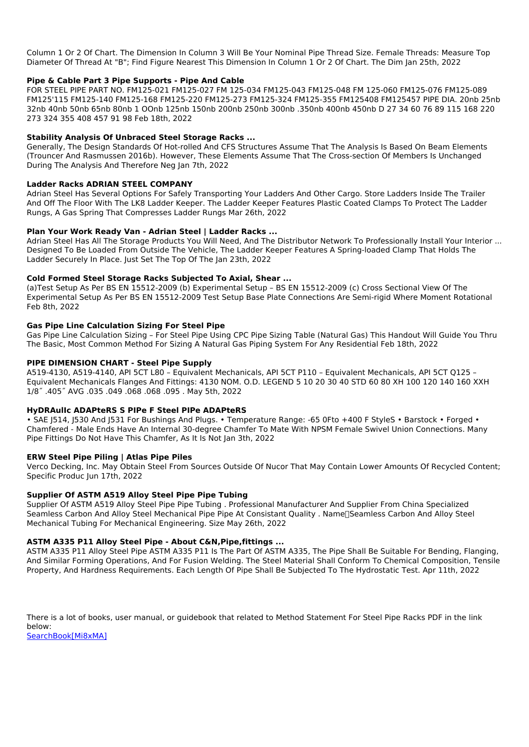Column 1 Or 2 Of Chart. The Dimension In Column 3 Will Be Your Nominal Pipe Thread Size. Female Threads: Measure Top Diameter Of Thread At "B"; Find Figure Nearest This Dimension In Column 1 Or 2 Of Chart. The Dim Jan 25th, 2022

### Pipe & Cable Part 3 Pipe Supports - Pipe And Cable

FOR STEEL PIPE PART NO. FM125-021 FM125-027 FM 125-034 FM125-043 FM125-048 FM 125-060 FM125-076 FM125-089 FM125'115 FM125-140 FM125-168 FM125-220 FM125-273 FM125-324 FM125-355 FM125408 FM125457 PIPE DIA. 20nb 25nb 32nb 40nb 50nb 65nb 80nb 1 OOnb 125nb 150nb 200nb 250nb 300nb .350nb 400nb 450nb D 27 34 60 76 89 115 168 220 273 324 355 408 457 91 98 Feb 18th, 2022

### Stability Analysis Of Unbraced Steel Storage Racks ...

Generally, The Design Standards Of Hot-rolled And CFS Structures Assume That The Analysis Is Based On Beam Elements (Trouncer And Rasmussen 2016b). However, These Elements Assume That The Cross-section Of Members Is Unchanged During The Analysis And Therefore Neg Jan 7th, 2022

### Ladder Racks ADRIAN STEEL COMPANY

Adrian Steel Has Several Options For Safely Transporting Your Ladders And Other Cargo. Store Ladders Inside The Trailer And Off The Floor With The LK8 Ladder Keeper. The Ladder Keeper Features Plastic Coated Clamps To Protect The Ladder Rungs, A Gas Spring That Compresses Ladder Rungs Mar 26th, 2022

### Plan Your Work Ready Van - Adrian Steel | Ladder Racks ...

Adrian Steel Has All The Storage Products You Will Need, And The Distributor Network To Professionally Install Your Interior ... Designed To Be Loaded From Outside The Vehicle, The Ladder Keeper Features A Spring-loaded Clamp That Holds The Ladder Securely In Place. Just Set The Top Of The Jan 23th, 2022

### Cold Formed Steel Storage Racks Subjected To Axial, Shear ...

(a)Test Setup As Per BS EN 15512-2009 (b) Experimental Setup – BS EN 15512-2009 (c) Cross Sectional View Of The Experimental Setup As Per BS EN 15512-2009 Test Setup Base Plate Connections Are Semi-rigid Where Moment Rotational Feb 8th, 2022

### Gas Pipe Line Calculation Sizing For Steel Pipe

Gas Pipe Line Calculation Sizing – For Steel Pipe Using CPC Pipe Sizing Table (Natural Gas) This Handout Will Guide You Thru The Basic, Most Common Method For Sizing A Natural Gas Piping System For Any Residential Feb 18th, 2022

### PIPE DIMENSION CHART - Steel Pipe Supply

A519-4130, A519-4140, API 5CT L80 – Equivalent Mechanicals, API 5CT P110 – Equivalent Mechanicals, API 5CT Q125 – Equivalent Mechanicals Flanges And Fittings: 4130 NOM. O.D. LEGEND 5 10 20 30 40 STD 60 80 XH 100 120 140 160 XXH 1/8″ .405″ AVG .035 .049 .068 .068 .095 . May 5th, 2022

### HyDRAulIc ADAPteRS S PIPe F Steel PIPe ADAPteRS

• SAE J514, J530 And J531 For Bushings And Plugs. • Temperature Range: -65 0Fto +400 F StyleS • Barstock • Forged • Chamfered - Male Ends Have An Internal 30-degree Chamfer To Mate With NPSM Female Swivel Union Connections. Many Pipe Fittings Do Not Have This Chamfer, As It Is Not Jan 3th, 2022

### ERW Steel Pipe Piling | Atlas Pipe Piles

Verco Decking, Inc. May Obtain Steel From Sources Outside Of Nucor That May Contain Lower Amounts Of Recycled Content; Specific Produc Jun 17th, 2022

### Supplier Of ASTM A519 Alloy Steel Pipe Pipe Tubing

Supplier Of ASTM A519 Alloy Steel Pipe Pipe Tubing . Professional Manufacturer And Supplier From China Specialized Seamless Carbon And Alloy Steel Mechanical Pipe Pipe At Consistant Quality . Name：Seamless Carbon And Alloy Steel Mechanical Tubing For Mechanical Engineering. Size May 26th, 2022

### ASTM A335 P11 Alloy Steel Pipe - About C&N,Pipe,fittings ...

ASTM A335 P11 Alloy Steel Pipe ASTM A335 P11 Is The Part Of ASTM A335, The Pipe Shall Be Suitable For Bending, Flanging, And Similar Forming Operations, And For Fusion Welding. The Steel Material Shall Conform To Chemical Composition, Tensile Property, And Hardness Requirements. Each Length Of Pipe Shall Be Subjected To The Hydrostatic Test. Apr 11th, 2022

There is a lot of books, user manual, or guidebook that related to Method Statement For Steel Pipe Racks PDF in the link below:
SearchBook[Mi8xMA]